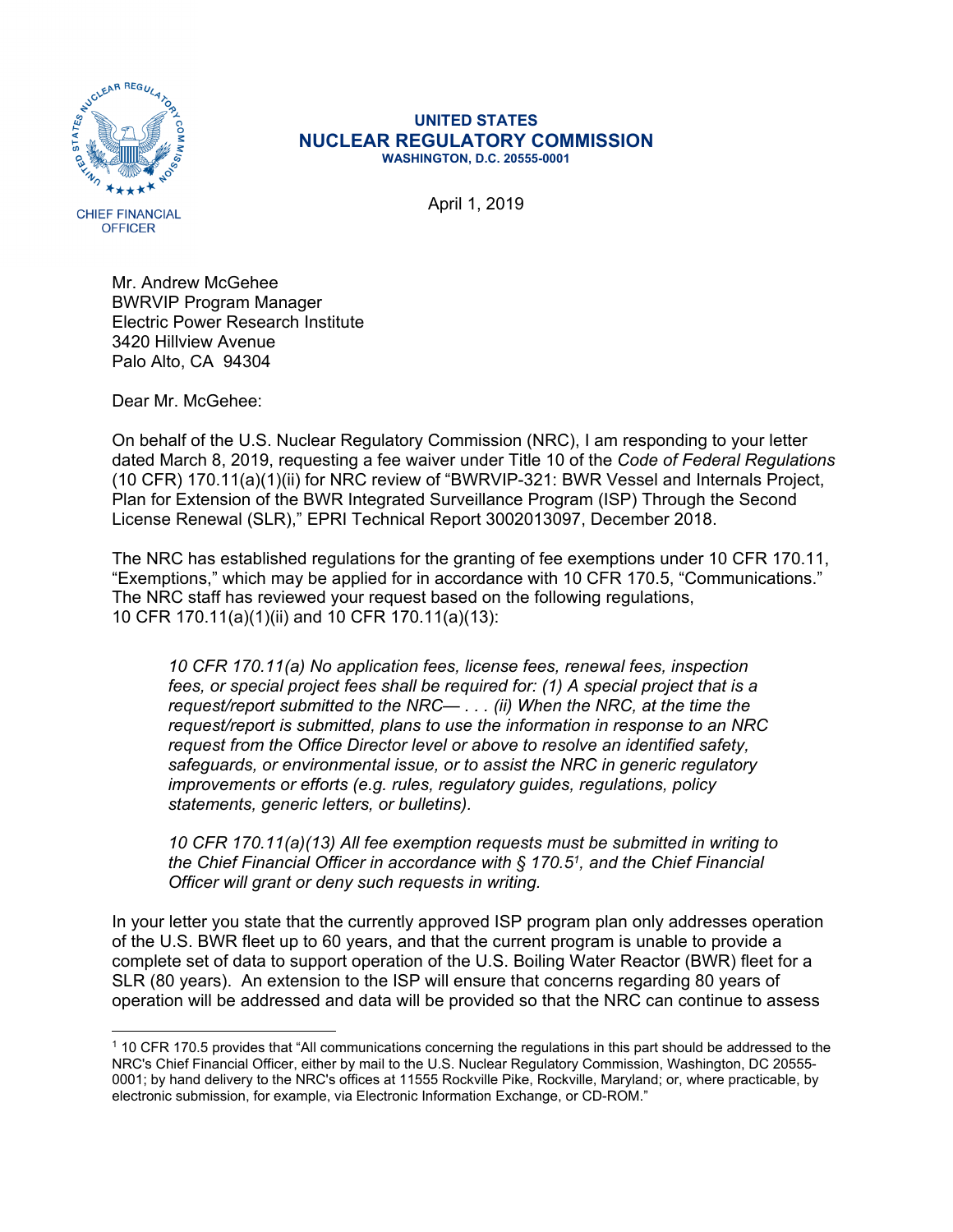**UNITED STATES**
**NUCLEAR REGULATORY COMMISSION**
**WASHINGTON, D.C. 20555-0001**

CHIEF FINANCIAL OFFICER

April 1, 2019

Mr. Andrew McGehee
BWRVIP Program Manager
Electric Power Research Institute
3420 Hillview Avenue
Palo Alto, CA 94304

Dear Mr. McGehee:

On behalf of the U.S. Nuclear Regulatory Commission (NRC), I am responding to your letter dated March 8, 2019, requesting a fee waiver under Title 10 of the *Code of Federal Regulations* (10 CFR) 170.11(a)(1)(ii) for NRC review of "BWRVIP-321: BWR Vessel and Internals Project, Plan for Extension of the BWR Integrated Surveillance Program (ISP) Through the Second License Renewal (SLR)," EPRI Technical Report 3002013097, December 2018.

The NRC has established regulations for the granting of fee exemptions under 10 CFR 170.11, "Exemptions," which may be applied for in accordance with 10 CFR 170.5, "Communications." The NRC staff has reviewed your request based on the following regulations, 10 CFR 170.11(a)(1)(ii) and 10 CFR 170.11(a)(13):

> *10 CFR 170.11(a) No application fees, license fees, renewal fees, inspection fees, or special project fees shall be required for: (1) A special project that is a request/report submitted to the NRC— . . . (ii) When the NRC, at the time the request/report is submitted, plans to use the information in response to an NRC request from the Office Director level or above to resolve an identified safety, safeguards, or environmental issue, or to assist the NRC in generic regulatory improvements or efforts (e.g. rules, regulatory guides, regulations, policy statements, generic letters, or bulletins).*
>
> *10 CFR 170.11(a)(13) All fee exemption requests must be submitted in writing to the Chief Financial Officer in accordance with § 170.5[1], and the Chief Financial Officer will grant or deny such requests in writing.*

In your letter you state that the currently approved ISP program plan only addresses operation of the U.S. BWR fleet up to 60 years, and that the current program is unable to provide a complete set of data to support operation of the U.S. Boiling Water Reactor (BWR) fleet for a SLR (80 years). An extension to the ISP will ensure that concerns regarding 80 years of operation will be addressed and data will be provided so that the NRC can continue to assess

[1] 10 CFR 170.5 provides that "All communications concerning the regulations in this part should be addressed to the NRC's Chief Financial Officer, either by mail to the U.S. Nuclear Regulatory Commission, Washington, DC 20555-0001; by hand delivery to the NRC's offices at 11555 Rockville Pike, Rockville, Maryland; or, where practicable, by electronic submission, for example, via Electronic Information Exchange, or CD-ROM."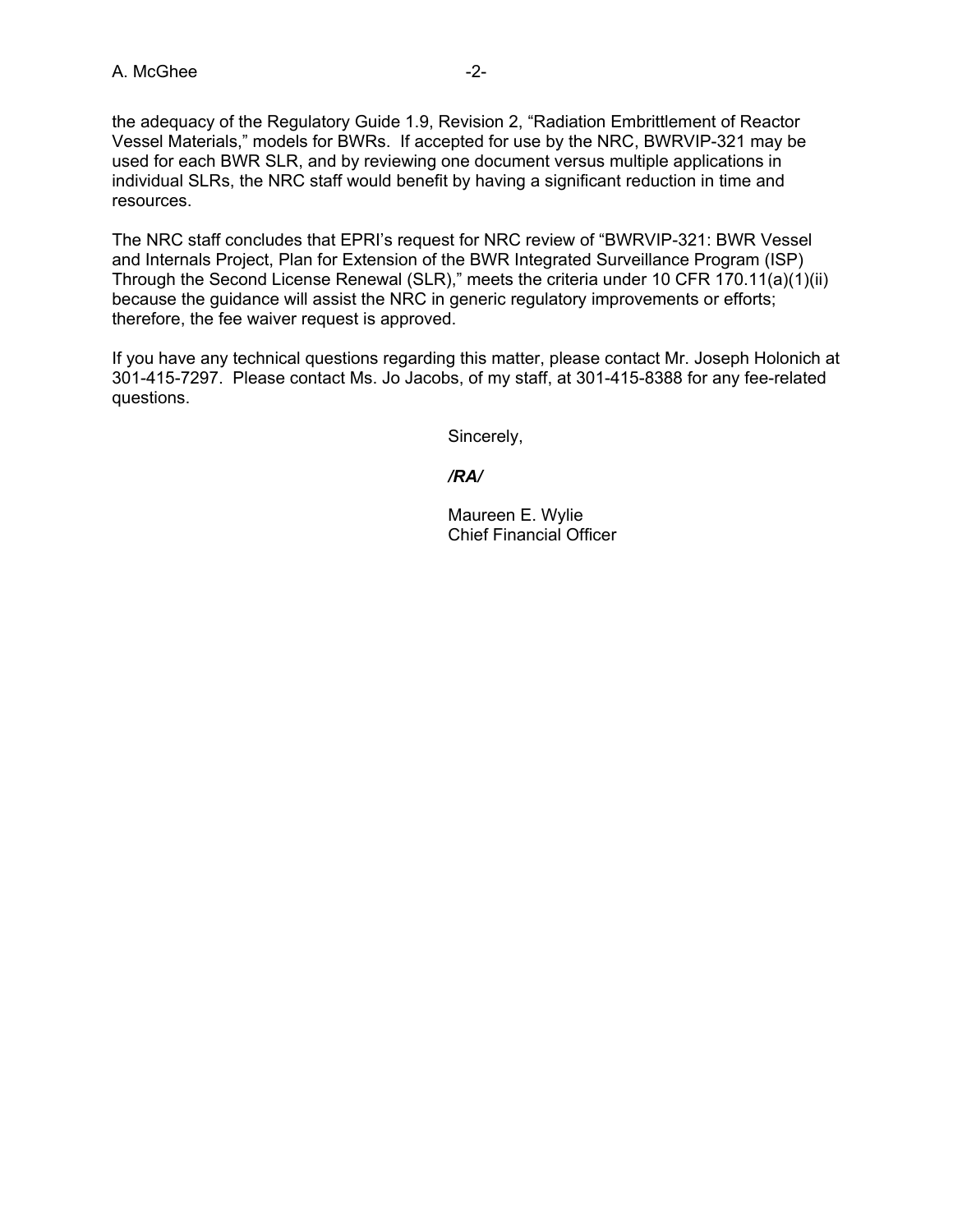the adequacy of the Regulatory Guide 1.9, Revision 2, "Radiation Embrittlement of Reactor Vessel Materials," models for BWRs. If accepted for use by the NRC, BWRVIP-321 may be used for each BWR SLR, and by reviewing one document versus multiple applications in individual SLRs, the NRC staff would benefit by having a significant reduction in time and resources.

The NRC staff concludes that EPRI's request for NRC review of "BWRVIP-321: BWR Vessel and Internals Project, Plan for Extension of the BWR Integrated Surveillance Program (ISP) Through the Second License Renewal (SLR)," meets the criteria under 10 CFR 170.11(a)(1)(ii) because the guidance will assist the NRC in generic regulatory improvements or efforts; therefore, the fee waiver request is approved.

If you have any technical questions regarding this matter, please contact Mr. Joseph Holonich at 301-415-7297. Please contact Ms. Jo Jacobs, of my staff, at 301-415-8388 for any fee-related questions.

Sincerely,

*/RA/*

Maureen E. Wylie
Chief Financial Officer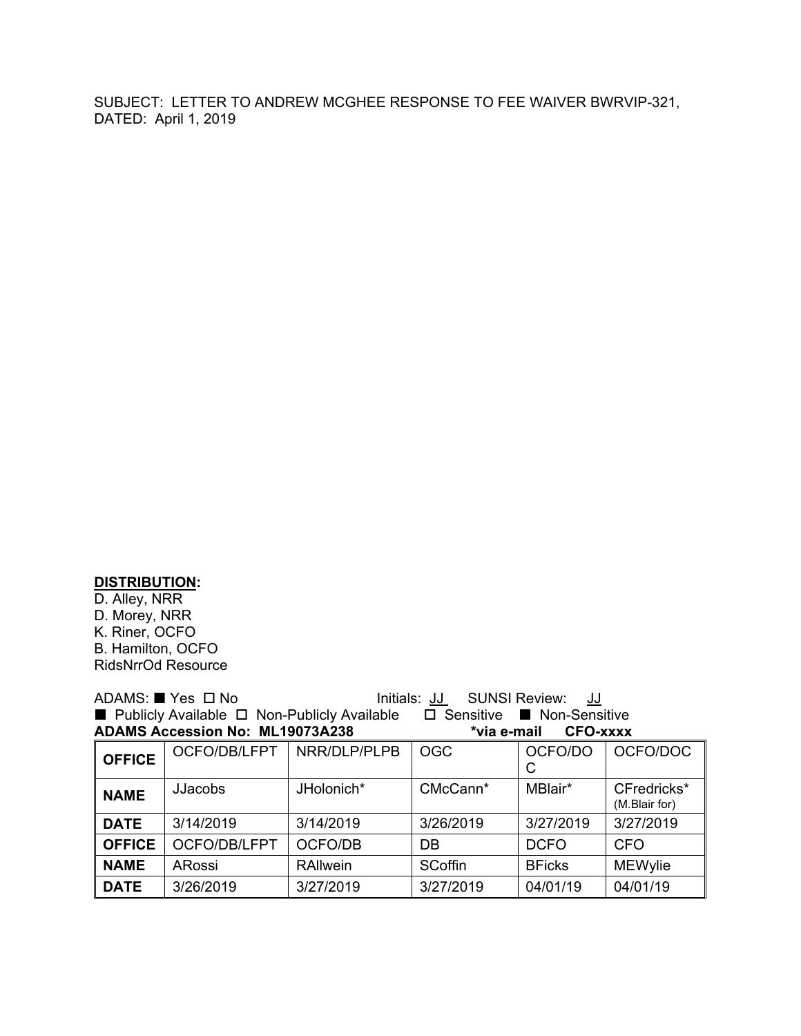SUBJECT: LETTER TO ANDREW MCGHEE RESPONSE TO FEE WAIVER BWRVIP-321, DATED: April 1, 2019

**DISTRIBUTION:**

D. Alley, NRR
D. Morey, NRR
K. Riner, OCFO
B. Hamilton, OCFO
RidsNrrOd Resource

ADAMS: ■ Yes ☐ No Initials: JJ SUNSI Review: JJ
■ Publicly Available ☐ Non-Publicly Available ☐ Sensitive ■ Non-Sensitive
**ADAMS Accession No: ML19073A238** ***via e-mail CFO-xxxx**

| | | | | | |
|---|---|---|---|---|---|
| **OFFICE** | OCFO/DB/LFPT | NRR/DLP/PLPB | OGC | OCFO/DOC | OCFO/DOC |
| **NAME** | JJacobs | JHolonich* | CMcCann* | MBlair* | CFredricks* (M.Blair for) |
| **DATE** | 3/14/2019 | 3/14/2019 | 3/26/2019 | 3/27/2019 | 3/27/2019 |
| **OFFICE** | OCFO/DB/LFPT | OCFO/DB | DB | DCFO | CFO |
| **NAME** | ARossi | RAllwein | SCoffin | BFicks | MEWylie |
| **DATE** | 3/26/2019 | 3/27/2019 | 3/27/2019 | 04/01/19 | 04/01/19 |